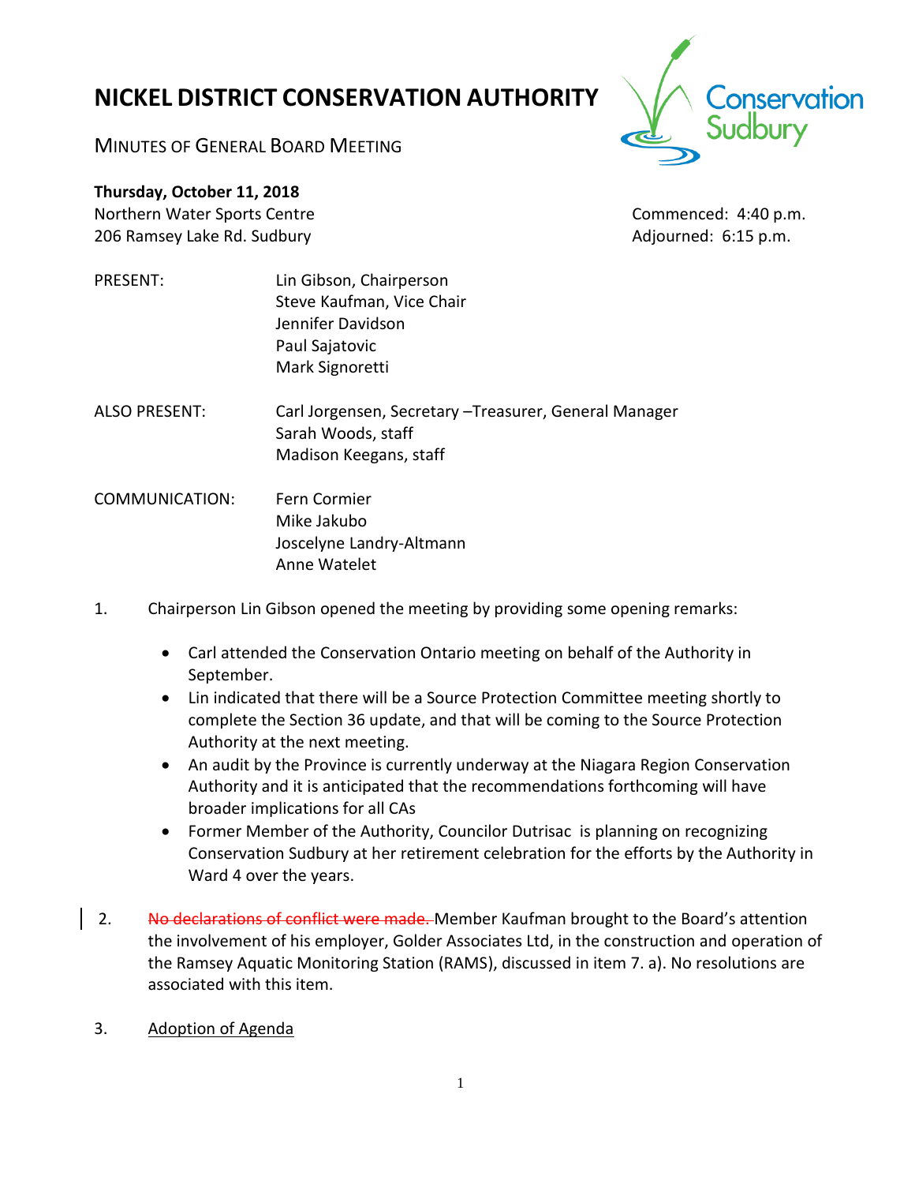# NICKEL DISTRICT CONSERVATION AUTHORITY

MINUTES OF GENERAL BOARD MEETING

**Thursday, October 11, 2018**
Northern Water Sports Centre
206 Ramsey Lake Rd. Sudbury

Commenced: 4:40 p.m.
Adjourned: 6:15 p.m.

PRESENT: Lin Gibson, Chairperson
Steve Kaufman, Vice Chair
Jennifer Davidson
Paul Sajatovic
Mark Signoretti

ALSO PRESENT: Carl Jorgensen, Secretary –Treasurer, General Manager
Sarah Woods, staff
Madison Keegans, staff

COMMUNICATION: Fern Cormier
Mike Jakubo
Joscelyne Landry-Altmann
Anne Watelet

1. Chairperson Lin Gibson opened the meeting by providing some opening remarks:

   - Carl attended the Conservation Ontario meeting on behalf of the Authority in September.
   - Lin indicated that there will be a Source Protection Committee meeting shortly to complete the Section 36 update, and that will be coming to the Source Protection Authority at the next meeting.
   - An audit by the Province is currently underway at the Niagara Region Conservation Authority and it is anticipated that the recommendations forthcoming will have broader implications for all CAs
   - Former Member of the Authority, Councilor Dutrisac is planning on recognizing Conservation Sudbury at her retirement celebration for the efforts by the Authority in Ward 4 over the years.

2. ~~No declarations of conflict were made.~~ Member Kaufman brought to the Board's attention the involvement of his employer, Golder Associates Ltd, in the construction and operation of the Ramsey Aquatic Monitoring Station (RAMS), discussed in item 7. a). No resolutions are associated with this item.

3. Adoption of Agenda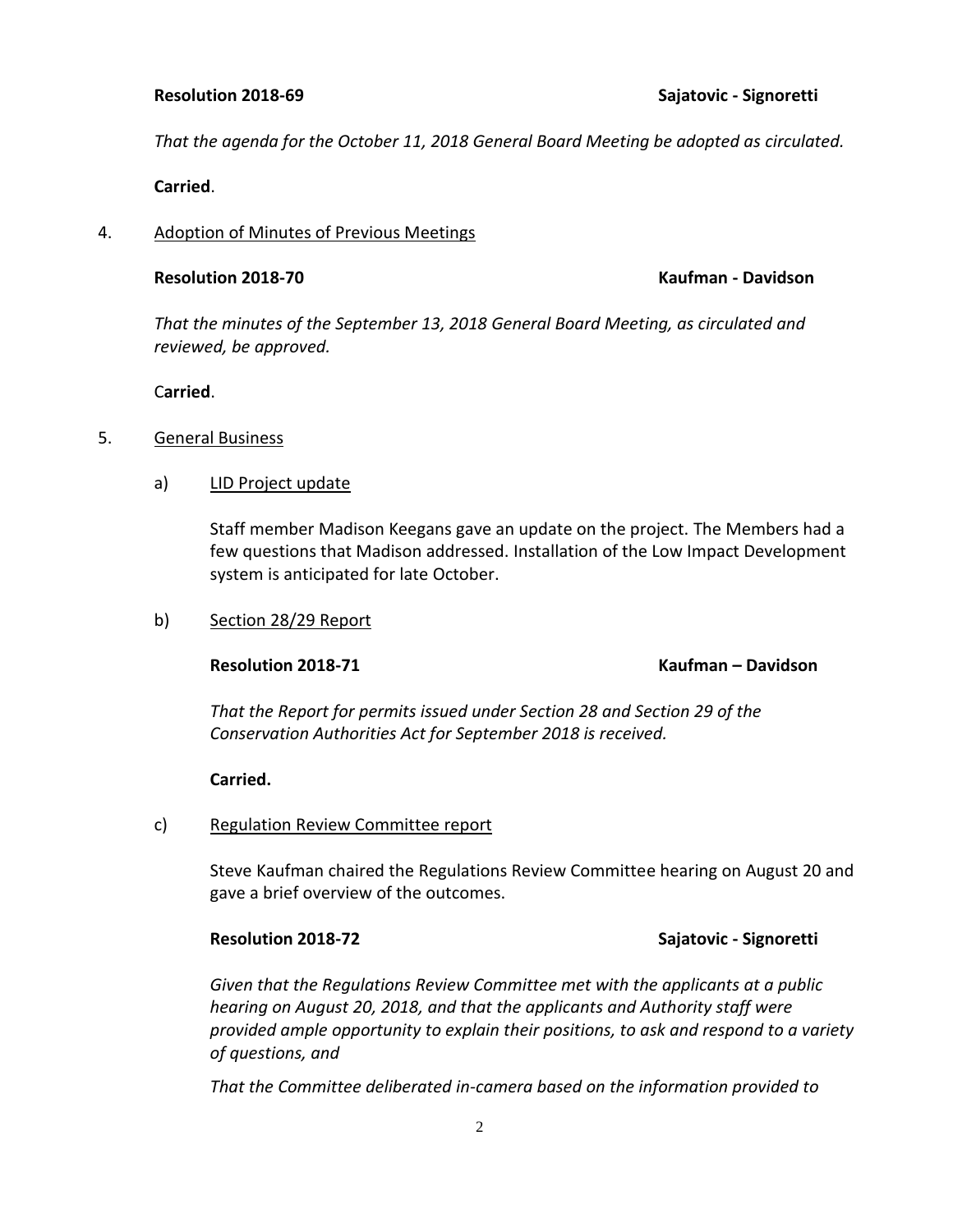**Resolution 2018-69** **Sajatovic - Signoretti**

*That the agenda for the October 11, 2018 General Board Meeting be adopted as circulated.*

**Carried**.

4. Adoption of Minutes of Previous Meetings

**Resolution 2018-70** **Kaufman - Davidson**

*That the minutes of the September 13, 2018 General Board Meeting, as circulated and reviewed, be approved.*

C**arried**.

5. General Business

a) LID Project update

Staff member Madison Keegans gave an update on the project. The Members had a few questions that Madison addressed. Installation of the Low Impact Development system is anticipated for late October.

b) Section 28/29 Report

**Resolution 2018-71** **Kaufman – Davidson**

*That the Report for permits issued under Section 28 and Section 29 of the Conservation Authorities Act for September 2018 is received.*

**Carried.**

c) Regulation Review Committee report

Steve Kaufman chaired the Regulations Review Committee hearing on August 20 and gave a brief overview of the outcomes.

**Resolution 2018-72** **Sajatovic - Signoretti**

*Given that the Regulations Review Committee met with the applicants at a public hearing on August 20, 2018, and that the applicants and Authority staff were provided ample opportunity to explain their positions, to ask and respond to a variety of questions, and*

*That the Committee deliberated in-camera based on the information provided to*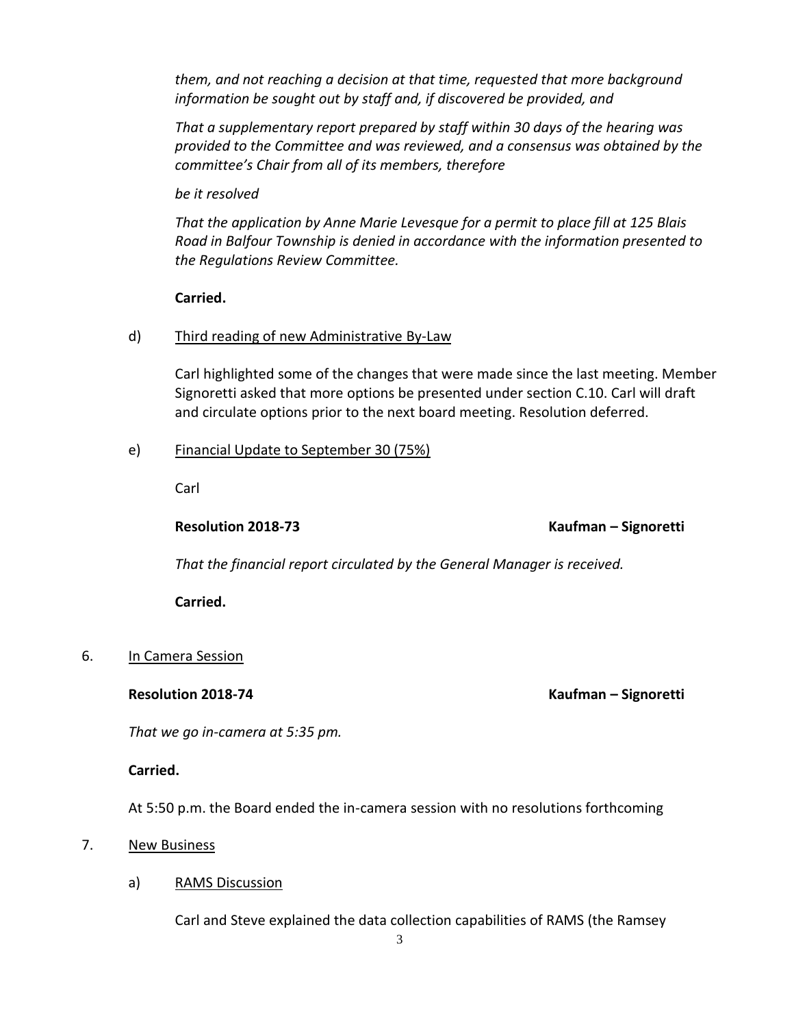*them, and not reaching a decision at that time, requested that more background information be sought out by staff and, if discovered be provided, and*

*That a supplementary report prepared by staff within 30 days of the hearing was provided to the Committee and was reviewed, and a consensus was obtained by the committee's Chair from all of its members, therefore*

*be it resolved*

*That the application by Anne Marie Levesque for a permit to place fill at 125 Blais Road in Balfour Township is denied in accordance with the information presented to the Regulations Review Committee.*

**Carried.**

d) Third reading of new Administrative By-Law

Carl highlighted some of the changes that were made since the last meeting. Member Signoretti asked that more options be presented under section C.10. Carl will draft and circulate options prior to the next board meeting. Resolution deferred.

e) Financial Update to September 30 (75%)

Carl

**Resolution 2018-73** **Kaufman – Signoretti**

*That the financial report circulated by the General Manager is received.*

**Carried.**

6. In Camera Session

**Resolution 2018-74** **Kaufman – Signoretti**

*That we go in-camera at 5:35 pm.*

**Carried.**

At 5:50 p.m. the Board ended the in-camera session with no resolutions forthcoming

7. New Business

a) RAMS Discussion

Carl and Steve explained the data collection capabilities of RAMS (the Ramsey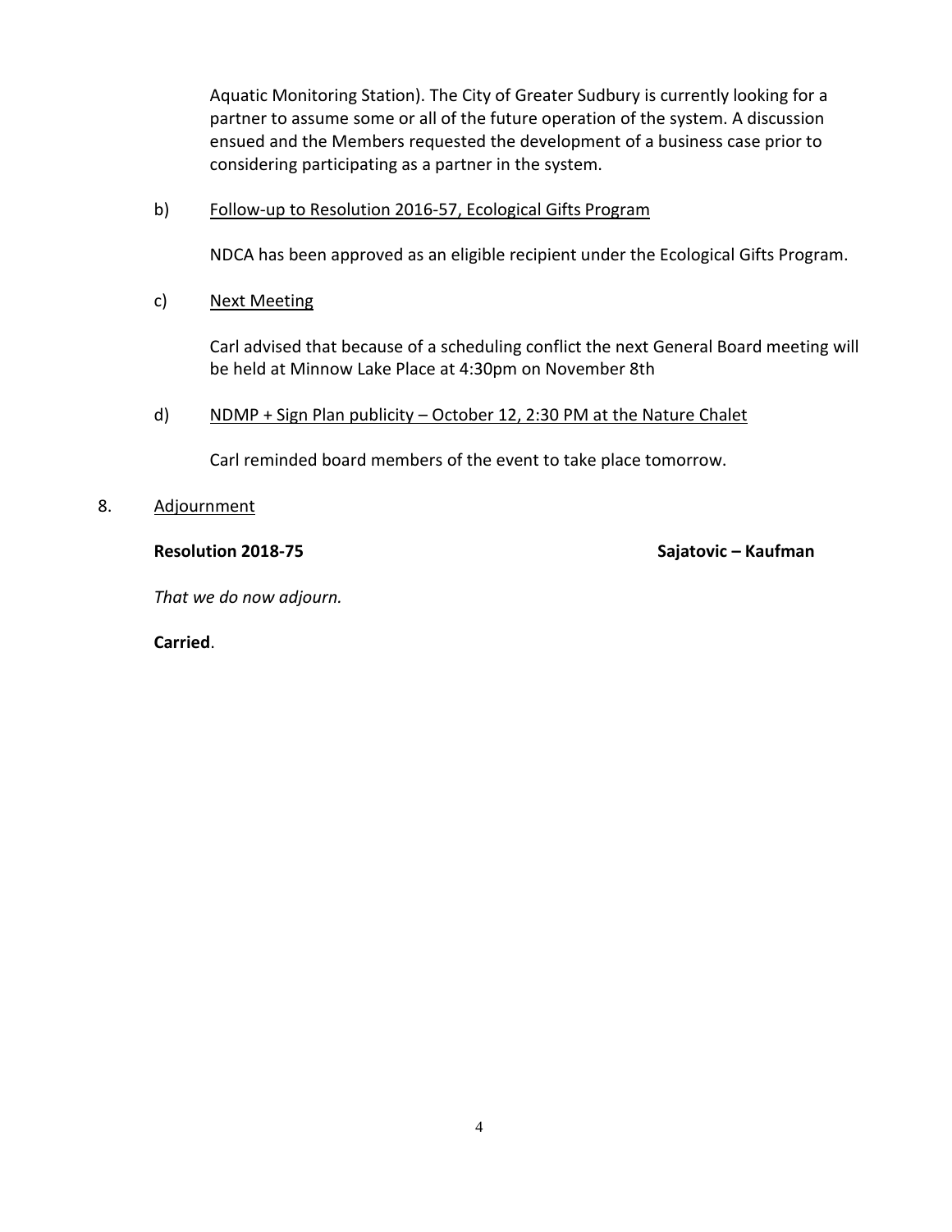Aquatic Monitoring Station). The City of Greater Sudbury is currently looking for a partner to assume some or all of the future operation of the system. A discussion ensued and the Members requested the development of a business case prior to considering participating as a partner in the system.

b) Follow-up to Resolution 2016-57, Ecological Gifts Program

NDCA has been approved as an eligible recipient under the Ecological Gifts Program.

c) Next Meeting

Carl advised that because of a scheduling conflict the next General Board meeting will be held at Minnow Lake Place at 4:30pm on November 8th

d) NDMP + Sign Plan publicity – October 12, 2:30 PM at the Nature Chalet

Carl reminded board members of the event to take place tomorrow.

8. Adjournment

**Resolution 2018-75** **Sajatovic – Kaufman**

*That we do now adjourn.*

**Carried**.